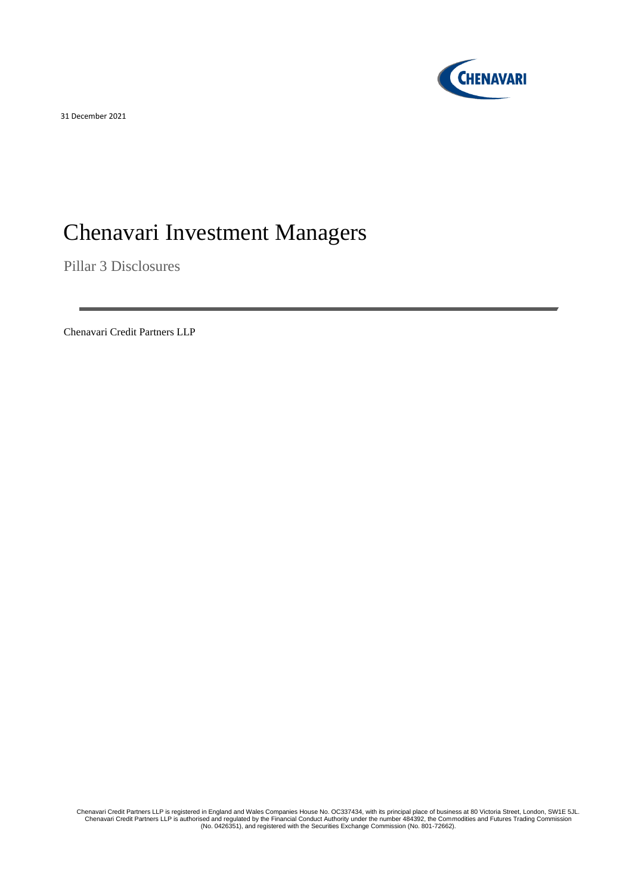31 December 2021

# Chenavari Investment Managers

Pillar 3 Disclosures

---

Chenavari Credit Partners LLP

Chenavari Credit Partners LLP is registered in England and Wales Companies House No. OC337434, with its principal place of business at 80 Victoria Street, London, SW1E 5JL. Chenavari Credit Partners LLP is authorised and regulated by the Financial Conduct Authority under the number 484392, the Commodities and Futures Trading Commission (No. 0426351), and registered with the Securities Exchange Commission (No. 801-72662).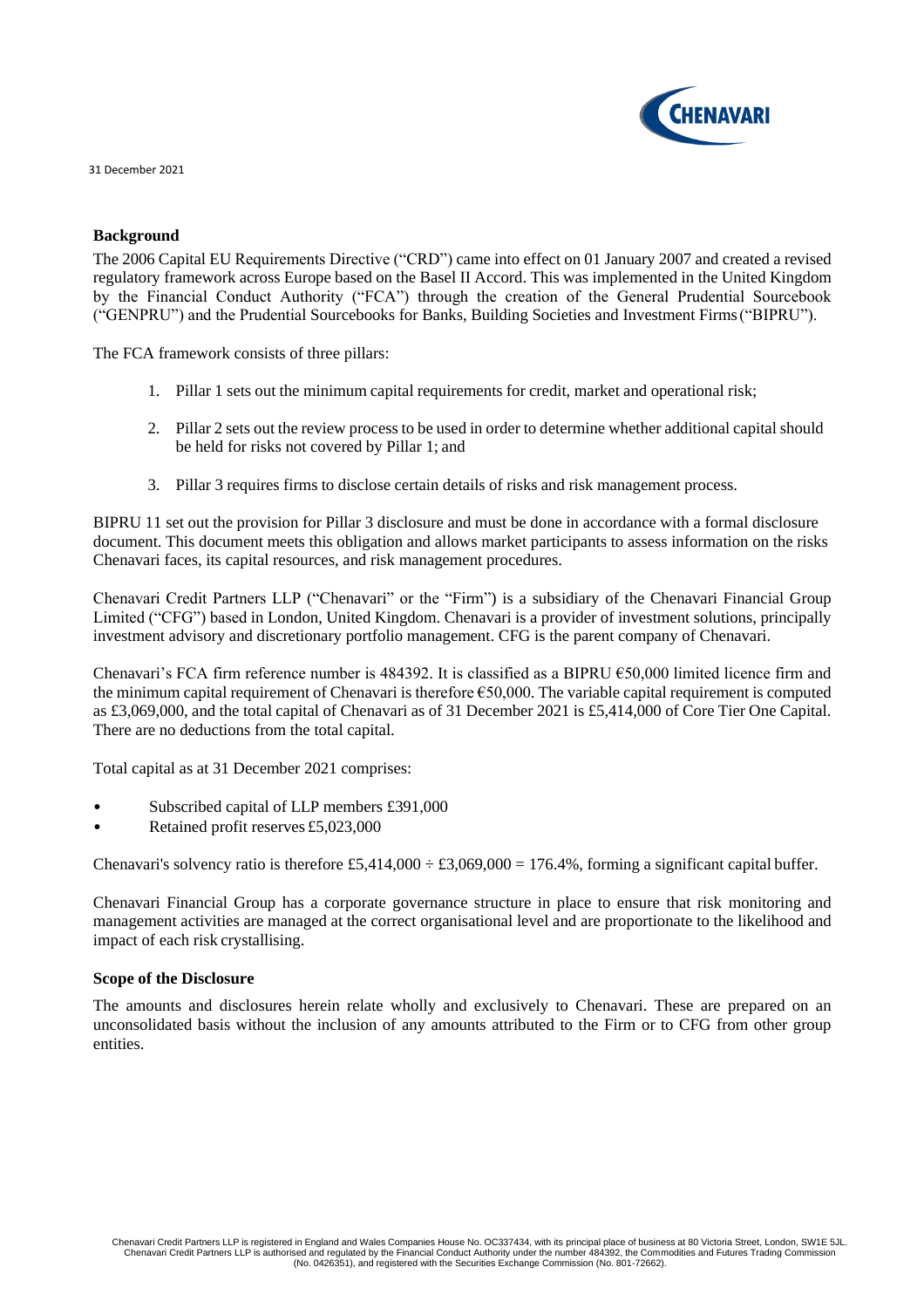31 December 2021

**Background**

The 2006 Capital EU Requirements Directive ("CRD") came into effect on 01 January 2007 and created a revised regulatory framework across Europe based on the Basel II Accord. This was implemented in the United Kingdom by the Financial Conduct Authority ("FCA") through the creation of the General Prudential Sourcebook ("GENPRU") and the Prudential Sourcebooks for Banks, Building Societies and Investment Firms ("BIPRU").

The FCA framework consists of three pillars:

1. Pillar 1 sets out the minimum capital requirements for credit, market and operational risk;
2. Pillar 2 sets out the review process to be used in order to determine whether additional capital should be held for risks not covered by Pillar 1; and
3. Pillar 3 requires firms to disclose certain details of risks and risk management process.

BIPRU 11 set out the provision for Pillar 3 disclosure and must be done in accordance with a formal disclosure document. This document meets this obligation and allows market participants to assess information on the risks Chenavari faces, its capital resources, and risk management procedures.

Chenavari Credit Partners LLP ("Chenavari" or the "Firm") is a subsidiary of the Chenavari Financial Group Limited ("CFG") based in London, United Kingdom. Chenavari is a provider of investment solutions, principally investment advisory and discretionary portfolio management. CFG is the parent company of Chenavari.

Chenavari's FCA firm reference number is 484392. It is classified as a BIPRU €50,000 limited licence firm and the minimum capital requirement of Chenavari is therefore €50,000. The variable capital requirement is computed as £3,069,000, and the total capital of Chenavari as of 31 December 2021 is £5,414,000 of Core Tier One Capital. There are no deductions from the total capital.

Total capital as at 31 December 2021 comprises:

- Subscribed capital of LLP members £391,000
- Retained profit reserves £5,023,000

Chenavari's solvency ratio is therefore £5,414,000 ÷ £3,069,000 = 176.4%, forming a significant capital buffer.

Chenavari Financial Group has a corporate governance structure in place to ensure that risk monitoring and management activities are managed at the correct organisational level and are proportionate to the likelihood and impact of each risk crystallising.

**Scope of the Disclosure**

The amounts and disclosures herein relate wholly and exclusively to Chenavari. These are prepared on an unconsolidated basis without the inclusion of any amounts attributed to the Firm or to CFG from other group entities.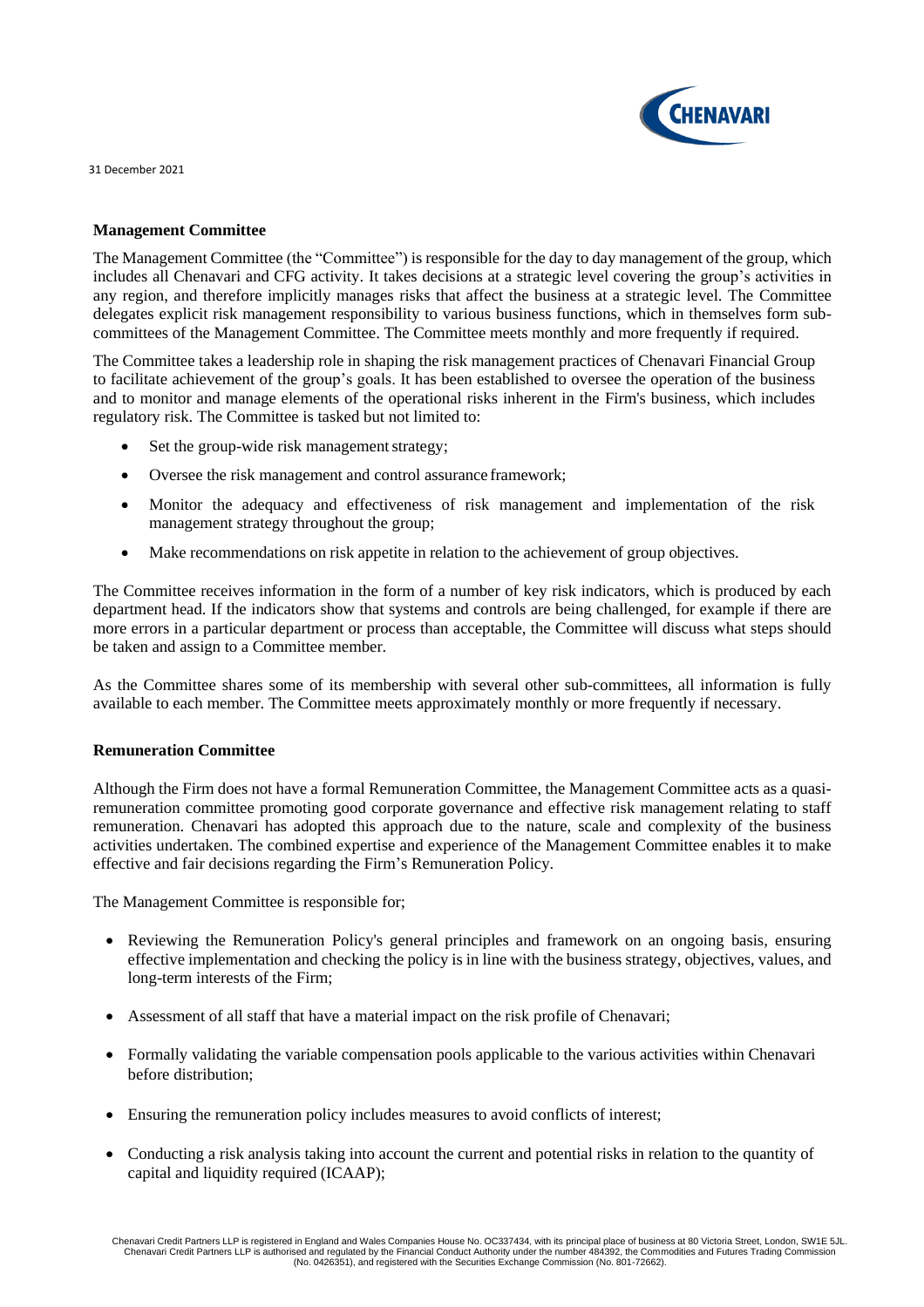**Management Committee**

The Management Committee (the "Committee") is responsible for the day to day management of the group, which includes all Chenavari and CFG activity. It takes decisions at a strategic level covering the group's activities in any region, and therefore implicitly manages risks that affect the business at a strategic level. The Committee delegates explicit risk management responsibility to various business functions, which in themselves form sub-committees of the Management Committee. The Committee meets monthly and more frequently if required.

The Committee takes a leadership role in shaping the risk management practices of Chenavari Financial Group to facilitate achievement of the group's goals. It has been established to oversee the operation of the business and to monitor and manage elements of the operational risks inherent in the Firm's business, which includes regulatory risk. The Committee is tasked but not limited to:

- Set the group-wide risk management strategy;
- Oversee the risk management and control assurance framework;
- Monitor the adequacy and effectiveness of risk management and implementation of the risk management strategy throughout the group;
- Make recommendations on risk appetite in relation to the achievement of group objectives.

The Committee receives information in the form of a number of key risk indicators, which is produced by each department head. If the indicators show that systems and controls are being challenged, for example if there are more errors in a particular department or process than acceptable, the Committee will discuss what steps should be taken and assign to a Committee member.

As the Committee shares some of its membership with several other sub-committees, all information is fully available to each member. The Committee meets approximately monthly or more frequently if necessary.

**Remuneration Committee**

Although the Firm does not have a formal Remuneration Committee, the Management Committee acts as a quasi-remuneration committee promoting good corporate governance and effective risk management relating to staff remuneration. Chenavari has adopted this approach due to the nature, scale and complexity of the business activities undertaken. The combined expertise and experience of the Management Committee enables it to make effective and fair decisions regarding the Firm's Remuneration Policy.

The Management Committee is responsible for;

- Reviewing the Remuneration Policy's general principles and framework on an ongoing basis, ensuring effective implementation and checking the policy is in line with the business strategy, objectives, values, and long-term interests of the Firm;
- Assessment of all staff that have a material impact on the risk profile of Chenavari;
- Formally validating the variable compensation pools applicable to the various activities within Chenavari before distribution;
- Ensuring the remuneration policy includes measures to avoid conflicts of interest;
- Conducting a risk analysis taking into account the current and potential risks in relation to the quantity of capital and liquidity required (ICAAP);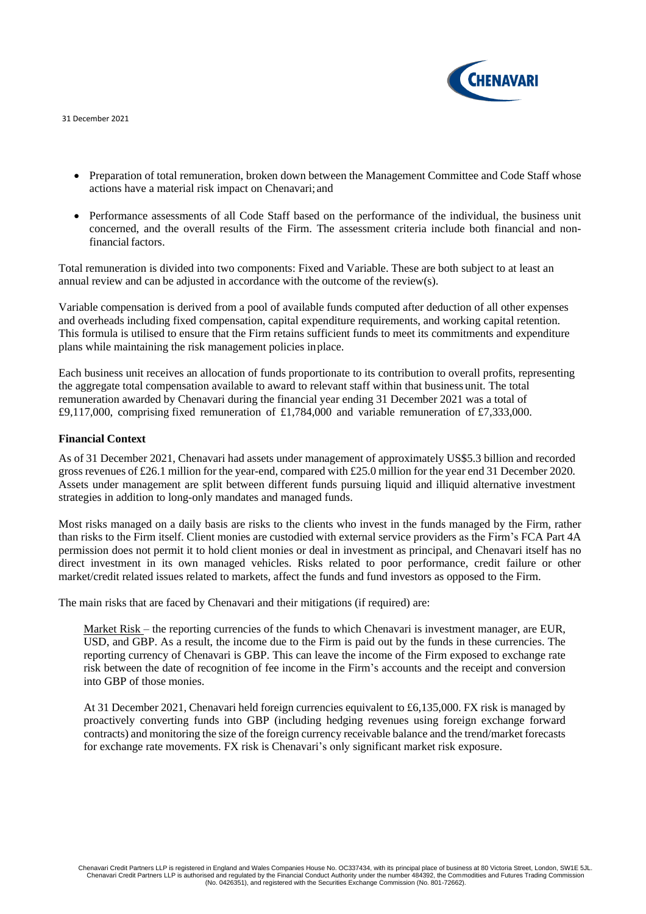- Preparation of total remuneration, broken down between the Management Committee and Code Staff whose actions have a material risk impact on Chenavari; and
- Performance assessments of all Code Staff based on the performance of the individual, the business unit concerned, and the overall results of the Firm. The assessment criteria include both financial and non-financial factors.

Total remuneration is divided into two components: Fixed and Variable. These are both subject to at least an annual review and can be adjusted in accordance with the outcome of the review(s).

Variable compensation is derived from a pool of available funds computed after deduction of all other expenses and overheads including fixed compensation, capital expenditure requirements, and working capital retention. This formula is utilised to ensure that the Firm retains sufficient funds to meet its commitments and expenditure plans while maintaining the risk management policies in place.

Each business unit receives an allocation of funds proportionate to its contribution to overall profits, representing the aggregate total compensation available to award to relevant staff within that business unit. The total remuneration awarded by Chenavari during the financial year ending 31 December 2021 was a total of £9,117,000, comprising fixed remuneration of £1,784,000 and variable remuneration of £7,333,000.

**Financial Context**

As of 31 December 2021, Chenavari had assets under management of approximately US$5.3 billion and recorded gross revenues of £26.1 million for the year-end, compared with £25.0 million for the year end 31 December 2020. Assets under management are split between different funds pursuing liquid and illiquid alternative investment strategies in addition to long-only mandates and managed funds.

Most risks managed on a daily basis are risks to the clients who invest in the funds managed by the Firm, rather than risks to the Firm itself. Client monies are custodied with external service providers as the Firm's FCA Part 4A permission does not permit it to hold client monies or deal in investment as principal, and Chenavari itself has no direct investment in its own managed vehicles. Risks related to poor performance, credit failure or other market/credit related issues related to markets, affect the funds and fund investors as opposed to the Firm.

The main risks that are faced by Chenavari and their mitigations (if required) are:

Market Risk – the reporting currencies of the funds to which Chenavari is investment manager, are EUR, USD, and GBP. As a result, the income due to the Firm is paid out by the funds in these currencies. The reporting currency of Chenavari is GBP. This can leave the income of the Firm exposed to exchange rate risk between the date of recognition of fee income in the Firm's accounts and the receipt and conversion into GBP of those monies.

At 31 December 2021, Chenavari held foreign currencies equivalent to £6,135,000. FX risk is managed by proactively converting funds into GBP (including hedging revenues using foreign exchange forward contracts) and monitoring the size of the foreign currency receivable balance and the trend/market forecasts for exchange rate movements. FX risk is Chenavari's only significant market risk exposure.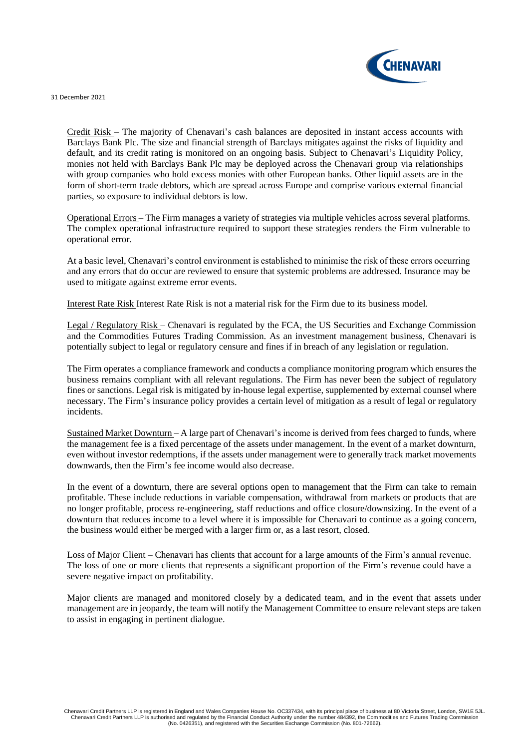Credit Risk – The majority of Chenavari's cash balances are deposited in instant access accounts with Barclays Bank Plc. The size and financial strength of Barclays mitigates against the risks of liquidity and default, and its credit rating is monitored on an ongoing basis. Subject to Chenavari's Liquidity Policy, monies not held with Barclays Bank Plc may be deployed across the Chenavari group via relationships with group companies who hold excess monies with other European banks. Other liquid assets are in the form of short-term trade debtors, which are spread across Europe and comprise various external financial parties, so exposure to individual debtors is low.

Operational Errors – The Firm manages a variety of strategies via multiple vehicles across several platforms. The complex operational infrastructure required to support these strategies renders the Firm vulnerable to operational error.

At a basic level, Chenavari's control environment is established to minimise the risk of these errors occurring and any errors that do occur are reviewed to ensure that systemic problems are addressed. Insurance may be used to mitigate against extreme error events.

Interest Rate Risk Interest Rate Risk is not a material risk for the Firm due to its business model.

Legal / Regulatory Risk – Chenavari is regulated by the FCA, the US Securities and Exchange Commission and the Commodities Futures Trading Commission. As an investment management business, Chenavari is potentially subject to legal or regulatory censure and fines if in breach of any legislation or regulation.

The Firm operates a compliance framework and conducts a compliance monitoring program which ensures the business remains compliant with all relevant regulations. The Firm has never been the subject of regulatory fines or sanctions. Legal risk is mitigated by in-house legal expertise, supplemented by external counsel where necessary. The Firm's insurance policy provides a certain level of mitigation as a result of legal or regulatory incidents.

Sustained Market Downturn – A large part of Chenavari's income is derived from fees charged to funds, where the management fee is a fixed percentage of the assets under management. In the event of a market downturn, even without investor redemptions, if the assets under management were to generally track market movements downwards, then the Firm's fee income would also decrease.

In the event of a downturn, there are several options open to management that the Firm can take to remain profitable. These include reductions in variable compensation, withdrawal from markets or products that are no longer profitable, process re-engineering, staff reductions and office closure/downsizing. In the event of a downturn that reduces income to a level where it is impossible for Chenavari to continue as a going concern, the business would either be merged with a larger firm or, as a last resort, closed.

Loss of Major Client – Chenavari has clients that account for a large amounts of the Firm's annual revenue. The loss of one or more clients that represents a significant proportion of the Firm's revenue could have a severe negative impact on profitability.

Major clients are managed and monitored closely by a dedicated team, and in the event that assets under management are in jeopardy, the team will notify the Management Committee to ensure relevant steps are taken to assist in engaging in pertinent dialogue.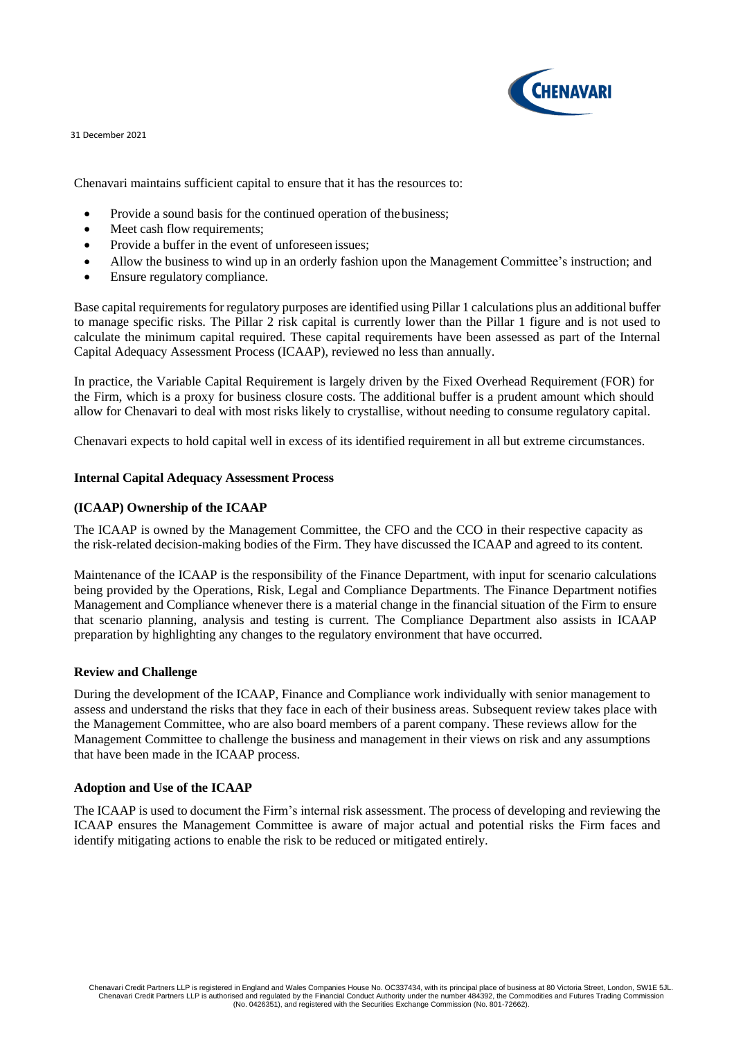31 December 2021

Chenavari maintains sufficient capital to ensure that it has the resources to:

- Provide a sound basis for the continued operation of the business;
- Meet cash flow requirements;
- Provide a buffer in the event of unforeseen issues;
- Allow the business to wind up in an orderly fashion upon the Management Committee's instruction; and
- Ensure regulatory compliance.

Base capital requirements for regulatory purposes are identified using Pillar 1 calculations plus an additional buffer to manage specific risks. The Pillar 2 risk capital is currently lower than the Pillar 1 figure and is not used to calculate the minimum capital required. These capital requirements have been assessed as part of the Internal Capital Adequacy Assessment Process (ICAAP), reviewed no less than annually.

In practice, the Variable Capital Requirement is largely driven by the Fixed Overhead Requirement (FOR) for the Firm, which is a proxy for business closure costs. The additional buffer is a prudent amount which should allow for Chenavari to deal with most risks likely to crystallise, without needing to consume regulatory capital.

Chenavari expects to hold capital well in excess of its identified requirement in all but extreme circumstances.

**Internal Capital Adequacy Assessment Process**

**(ICAAP) Ownership of the ICAAP**

The ICAAP is owned by the Management Committee, the CFO and the CCO in their respective capacity as the risk-related decision-making bodies of the Firm. They have discussed the ICAAP and agreed to its content.

Maintenance of the ICAAP is the responsibility of the Finance Department, with input for scenario calculations being provided by the Operations, Risk, Legal and Compliance Departments. The Finance Department notifies Management and Compliance whenever there is a material change in the financial situation of the Firm to ensure that scenario planning, analysis and testing is current. The Compliance Department also assists in ICAAP preparation by highlighting any changes to the regulatory environment that have occurred.

**Review and Challenge**

During the development of the ICAAP, Finance and Compliance work individually with senior management to assess and understand the risks that they face in each of their business areas. Subsequent review takes place with the Management Committee, who are also board members of a parent company. These reviews allow for the Management Committee to challenge the business and management in their views on risk and any assumptions that have been made in the ICAAP process.

**Adoption and Use of the ICAAP**

The ICAAP is used to document the Firm's internal risk assessment. The process of developing and reviewing the ICAAP ensures the Management Committee is aware of major actual and potential risks the Firm faces and identify mitigating actions to enable the risk to be reduced or mitigated entirely.

Chenavari Credit Partners LLP is registered in England and Wales Companies House No. OC337434, with its principal place of business at 80 Victoria Street, London, SW1E 5JL. Chenavari Credit Partners LLP is authorised and regulated by the Financial Conduct Authority under the number 484392, the Commodities and Futures Trading Commission (No. 0426351), and registered with the Securities Exchange Commission (No. 801-72662).